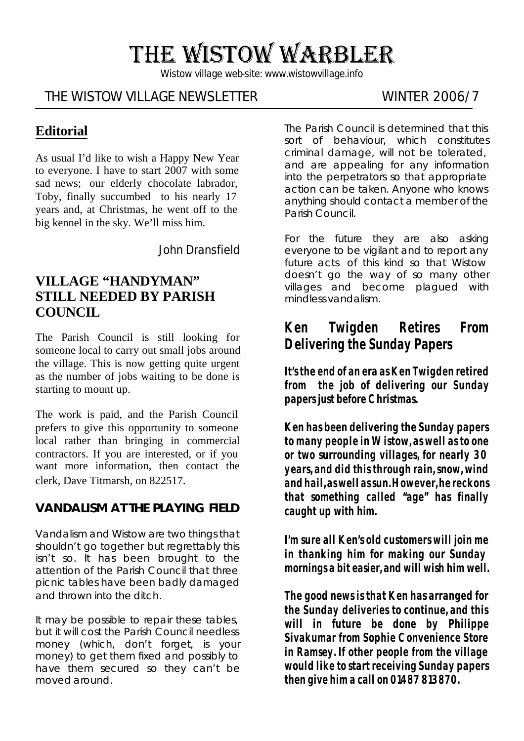# THE WISTOW WARBLER

Wistow village web-site: www.wistowvillage.info

THE WISTOW VILLAGE NEWSLETTER WINTER 2006/7

## Editorial

As usual I'd like to wish a Happy New Year to everyone. I have to start 2007 with some sad news; our elderly chocolate labrador, Toby, finally succumbed to his nearly 17 years and, at Christmas, he went off to the big kennel in the sky. We'll miss him.

John Dransfield

## VILLAGE "HANDYMAN" STILL NEEDED BY PARISH COUNCIL

The Parish Council is still looking for someone local to carry out small jobs around the village. This is now getting quite urgent as the number of jobs waiting to be done is starting to mount up.

The work is paid, and the Parish Council prefers to give this opportunity to someone local rather than bringing in commercial contractors. If you are interested, or if you want more information, then contact the clerk, Dave Titmarsh, on 822517.

### VANDALISM AT THE PLAYING FIELD

Vandalism and Wistow are two things that shouldn't go together but regrettably this isn't so. It has been brought to the attention of the Parish Council that three picnic tables have been badly damaged and thrown into the ditch.

It may be possible to repair these tables, but it will cost the Parish Council needless money (which, don't forget, is your money) to get them fixed and possibly to have them secured so they can't be moved around.

The Parish Council is determined that this sort of behaviour, which constitutes criminal damage, will not be tolerated, and are appealing for any information into the perpetrators so that appropriate action can be taken. Anyone who knows anything should contact a member of the Parish Council.

For the future they are also asking everyone to be vigilant and to report any future acts of this kind so that Wistow doesn't go the way of so many other villages and become plagued with mindless vandalism.

## Ken Twigden Retires From Delivering the Sunday Papers

***It's the end of an era as Ken Twigden retired from the job of delivering our Sunday papers just before Christmas.***

***Ken has been delivering the Sunday papers to many people in Wistow, as well as to one or two surrounding villages, for nearly 30 years, and did this through rain, snow, wind and hail, as well as sun. However, he reckons that something called "age" has finally caught up with him.***

***I'm sure all Ken's old customers will join me in thanking him for making our Sunday mornings a bit easier, and will wish him well.***

***The good news is that Ken has arranged for the Sunday deliveries to continue, and this will in future be done by Philippe Sivakumar from Sophie Convenience Store in Ramsey. If other people from the village would like to start receiving Sunday papers then give him a call on 01487 813870.***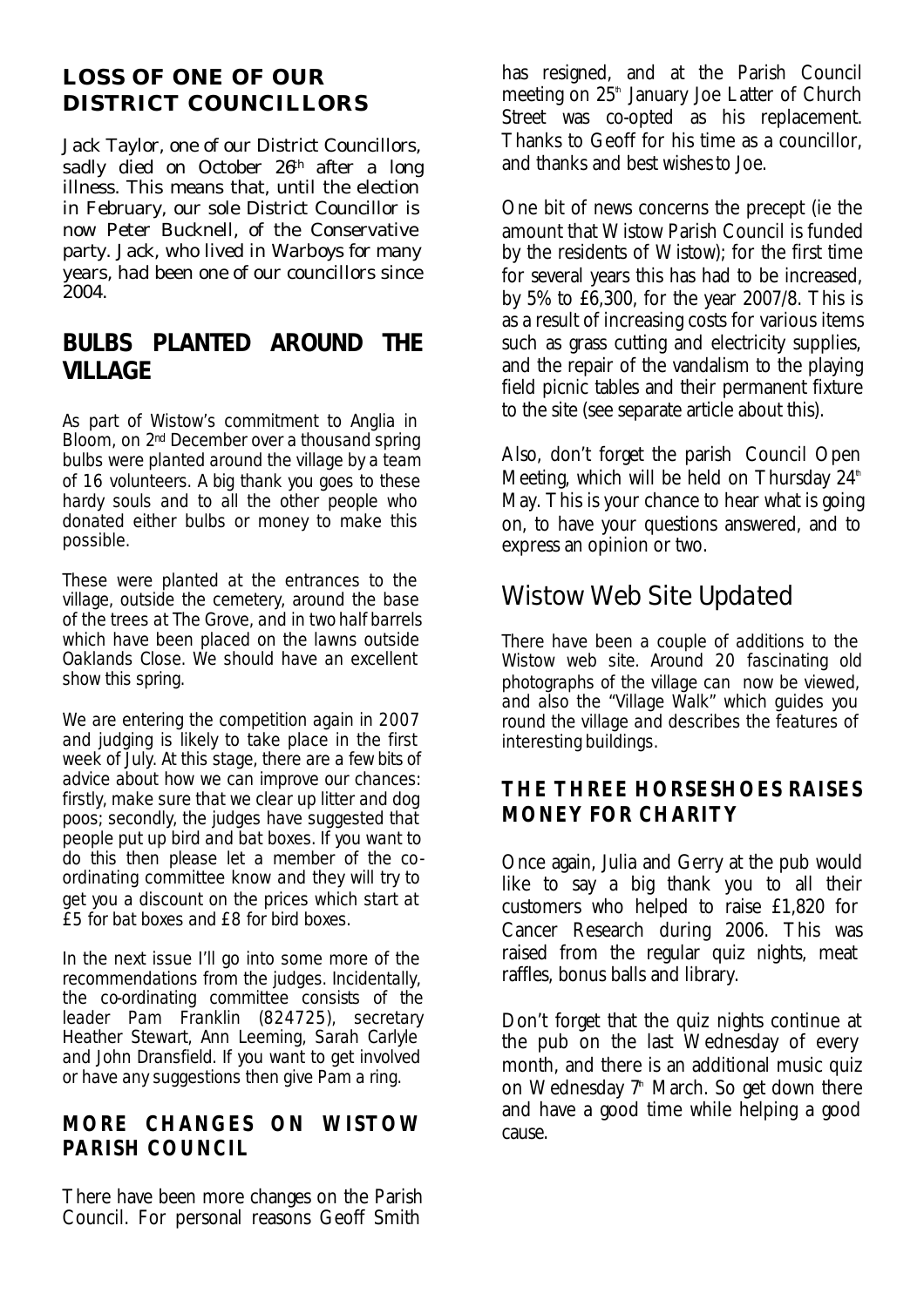## LOSS OF ONE OF OUR DISTRICT COUNCILLORS

Jack Taylor, one of our District Councillors, sadly died on October 26th after a long illness. This means that, until the election in February, our sole District Councillor is now Peter Bucknell, of the Conservative party. Jack, who lived in Warboys for many years, had been one of our councillors since 2004.

## BULBS PLANTED AROUND THE VILLAGE

As part of Wistow's commitment to Anglia in Bloom, on 2nd December over a thousand spring bulbs were planted around the village by a team of 16 volunteers. A big thank you goes to these hardy souls and to all the other people who donated either bulbs or money to make this possible.

These were planted at the entrances to the village, outside the cemetery, around the base of the trees at The Grove, and in two half barrels which have been placed on the lawns outside Oaklands Close. We should have an excellent show this spring.

We are entering the competition again in 2007 and judging is likely to take place in the first week of July. At this stage, there are a few bits of advice about how we can improve our chances: firstly, make sure that we clear up litter and dog poos; secondly, the judges have suggested that people put up bird and bat boxes. If you want to do this then please let a member of the co-ordinating committee know and they will try to get you a discount on the prices which start at £5 for bat boxes and £8 for bird boxes.

In the next issue I'll go into some more of the recommendations from the judges. Incidentally, the co-ordinating committee consists of the leader Pam Franklin (824725), secretary Heather Stewart, Ann Leeming, Sarah Carlyle and John Dransfield. If you want to get involved or have any suggestions then give Pam a ring.

## MORE CHANGES ON WISTOW PARISH COUNCIL

There have been more changes on the Parish Council. For personal reasons Geoff Smith has resigned, and at the Parish Council meeting on 25th January Joe Latter of Church Street was co-opted as his replacement. Thanks to Geoff for his time as a councillor, and thanks and best wishes to Joe.

One bit of news concerns the precept (ie the amount that Wistow Parish Council is funded by the residents of Wistow); for the first time for several years this has had to be increased, by 5% to £6,300, for the year 2007/8. This is as a result of increasing costs for various items such as grass cutting and electricity supplies, and the repair of the vandalism to the playing field picnic tables and their permanent fixture to the site (see separate article about this).

Also, don't forget the parish Council Open Meeting, which will be held on Thursday 24th May. This is your chance to hear what is going on, to have your questions answered, and to express an opinion or two.

## Wistow Web Site Updated

There have been a couple of additions to the Wistow web site. Around 20 fascinating old photographs of the village can now be viewed, and also the "Village Walk" which guides you round the village and describes the features of interesting buildings.

## THE THREE HORSESHOES RAISES MONEY FOR CHARITY

Once again, Julia and Gerry at the pub would like to say a big thank you to all their customers who helped to raise £1,820 for Cancer Research during 2006. This was raised from the regular quiz nights, meat raffles, bonus balls and library.

Don't forget that the quiz nights continue at the pub on the last Wednesday of every month, and there is an additional music quiz on Wednesday 7th March. So get down there and have a good time while helping a good cause.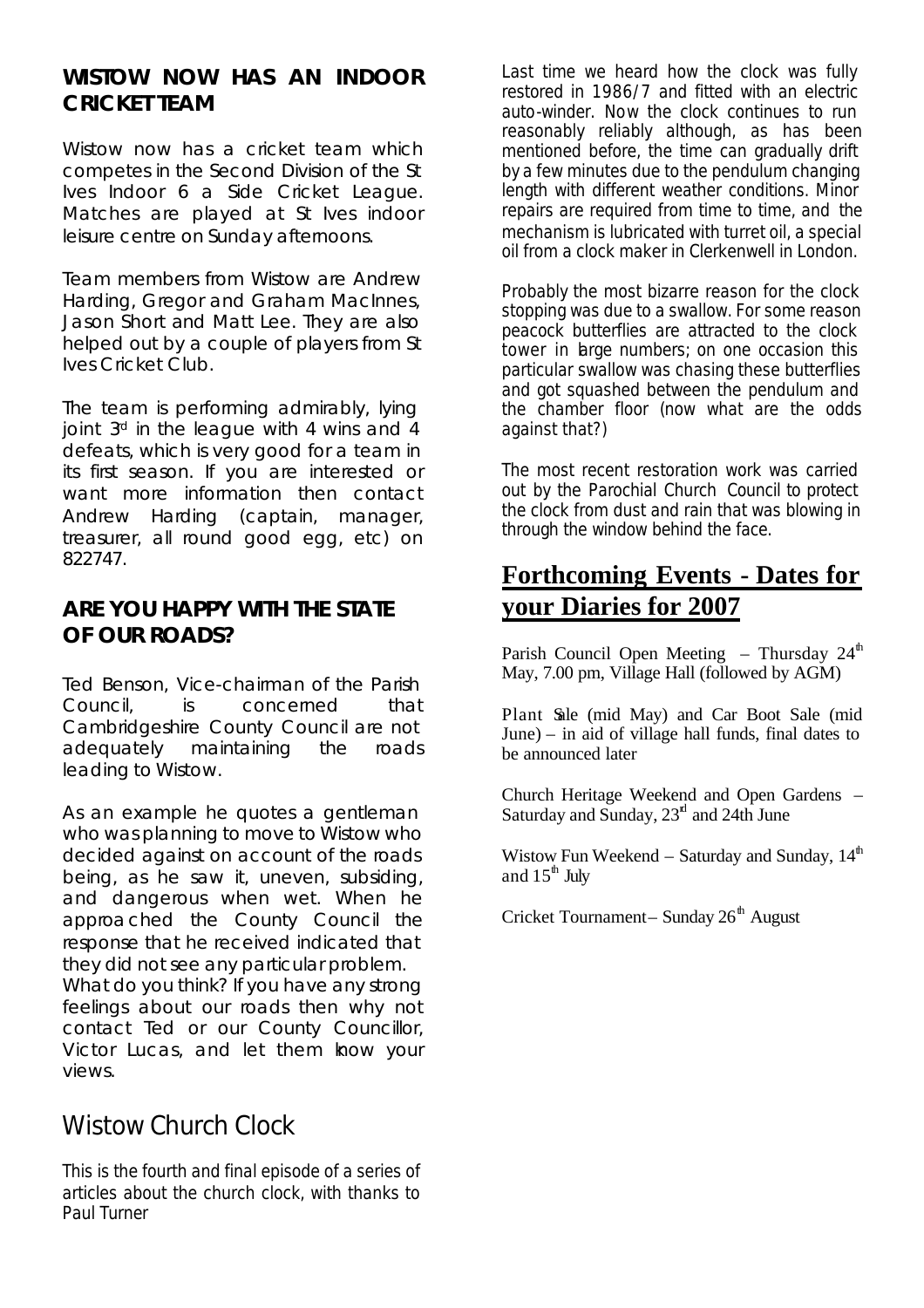## WISTOW NOW HAS AN INDOOR CRICKET TEAM

Wistow now has a cricket team which competes in the Second Division of the St Ives Indoor 6 a Side Cricket League. Matches are played at St Ives indoor leisure centre on Sunday afternoons.

Team members from Wistow are Andrew Harding, Gregor and Graham MacInnes, Jason Short and Matt Lee. They are also helped out by a couple of players from St Ives Cricket Club.

The team is performing admirably, lying joint 3rd in the league with 4 wins and 4 defeats, which is very good for a team in its first season. If you are interested or want more information then contact Andrew Harding (captain, manager, treasurer, all round good egg, etc) on 822747.

## ARE YOU HAPPY WITH THE STATE OF OUR ROADS?

Ted Benson, Vice-chairman of the Parish Council, is concerned that Cambridgeshire County Council are not adequately maintaining the roads leading to Wistow.

As an example he quotes a gentleman who was planning to move to Wistow who decided against on account of the roads being, as he saw it, uneven, subsiding, and dangerous when wet. When he approached the County Council the response that he received indicated that they did not see any particular problem. What do you think? If you have any strong feelings about our roads then why not contact Ted or our County Councillor, Victor Lucas, and let them know your views.

## Wistow Church Clock

This is the fourth and final episode of a series of articles about the church clock, with thanks to Paul Turner

Last time we heard how the clock was fully restored in 1986/7 and fitted with an electric auto-winder. Now the clock continues to run reasonably reliably although, as has been mentioned before, the time can gradually drift by a few minutes due to the pendulum changing length with different weather conditions. Minor repairs are required from time to time, and the mechanism is lubricated with turret oil, a special oil from a clock maker in Clerkenwell in London.

Probably the most bizarre reason for the clock stopping was due to a swallow. For some reason peacock butterflies are attracted to the clock tower in large numbers; on one occasion this particular swallow was chasing these butterflies and got squashed between the pendulum and the chamber floor (now what are the odds against that?)

The most recent restoration work was carried out by the Parochial Church Council to protect the clock from dust and rain that was blowing in through the window behind the face.

## Forthcoming Events - Dates for your Diaries for 2007

Parish Council Open Meeting – Thursday 24th May, 7.00 pm, Village Hall (followed by AGM)

Plant Sale (mid May) and Car Boot Sale (mid June) – in aid of village hall funds, final dates to be announced later

Church Heritage Weekend and Open Gardens – Saturday and Sunday, 23rd and 24th June

Wistow Fun Weekend – Saturday and Sunday, 14th and 15th July

Cricket Tournament – Sunday 26th August